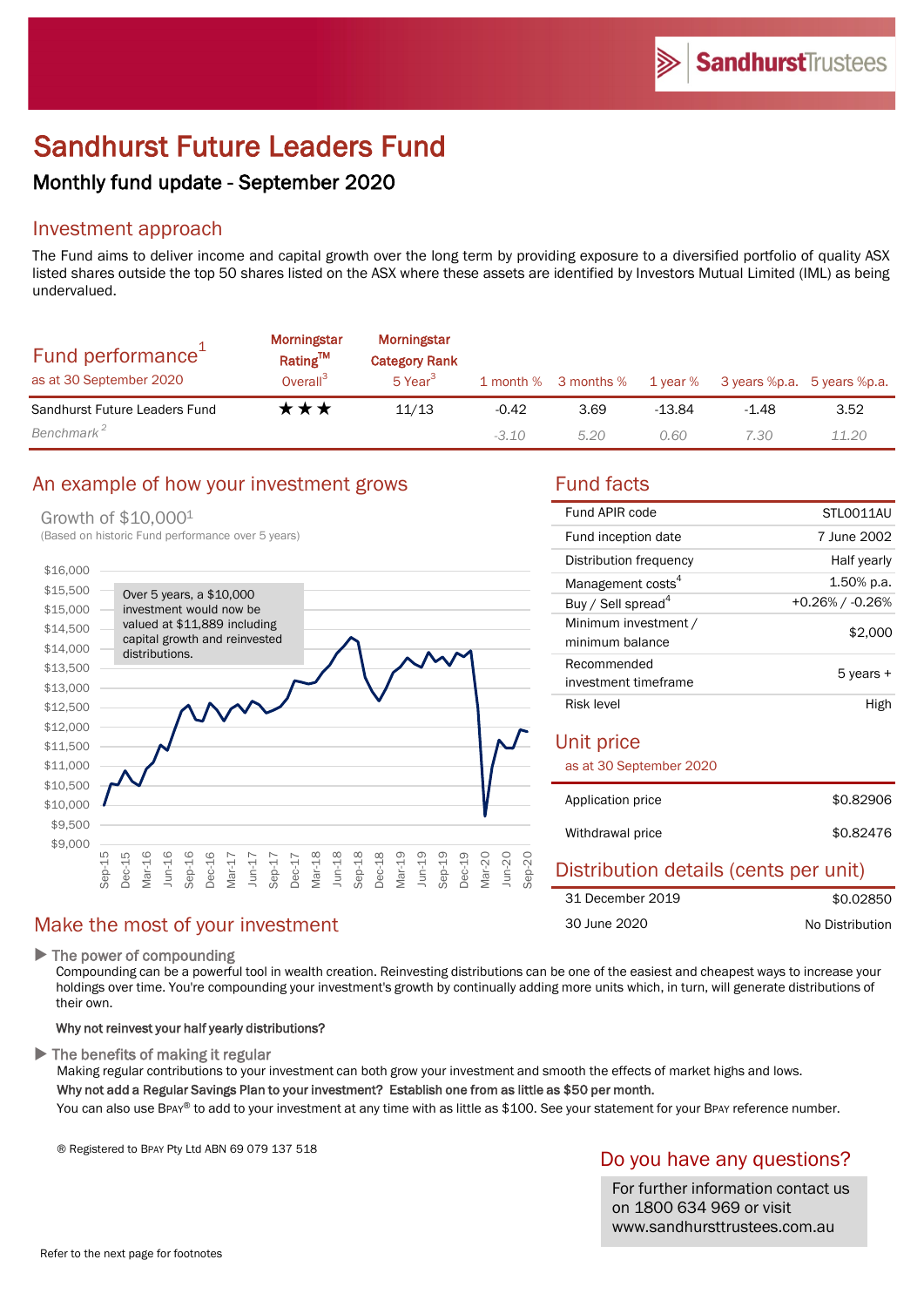# Sandhurst Future Leaders Fund

## Monthly fund update - September 2020

## Investment approach

The Fund aims to deliver income and capital growth over the long term by providing exposure to a diversified portfolio of quality ASX listed shares outside the top 50 shares listed on the ASX where these assets are identified by Investors Mutual Limited (IML) as being undervalued.

| Fund performance[1] as at 30 September 2020 | Morningstar Rating™ Overall[3] | Morningstar Category Rank 5 Year[3] | 1 month % | 3 months % | 1 year % | 3 years %p.a. | 5 years %p.a. |
|---|---|---|---|---|---|---|---|
| Sandhurst Future Leaders Fund | ★★★ | 11/13 | -0.42 | 3.69 | -13.84 | -1.48 | 3.52 |
| *Benchmark*[2] | | | *-3.10* | *5.20* | *0.60* | *7.30* | *11.20* |

## An example of how your investment grows

Growth of $10,000[1]

(Based on historic Fund performance over 5 years)

Over 5 years, a $10,000 investment would now be valued at $11,889 including capital growth and reinvested distributions.

## Fund facts

| | |
|---|---|
| Fund APIR code | STL0011AU |
| Fund inception date | 7 June 2002 |
| Distribution frequency | Half yearly |
| Management costs[4] | 1.50% p.a. |
| Buy / Sell spread[4] | +0.26% / -0.26% |
| Minimum investment / minimum balance | $2,000 |
| Recommended investment timeframe | 5 years + |
| Risk level | High |

## Unit price

as at 30 September 2020

| | |
|---|---|
| Application price | $0.82906 |
| Withdrawal price | $0.82476 |

## Distribution details (cents per unit)

| | |
|---|---|
| 31 December 2019 | $0.02850 |
| 30 June 2020 | No Distribution |

## Make the most of your investment

▶ The power of compounding

Compounding can be a powerful tool in wealth creation. Reinvesting distributions can be one of the easiest and cheapest ways to increase your holdings over time. You're compounding your investment's growth by continually adding more units which, in turn, will generate distributions of their own.

**Why not reinvest your half yearly distributions?**

▶ The benefits of making it regular

Making regular contributions to your investment can both grow your investment and smooth the effects of market highs and lows.

**Why not add a Regular Savings Plan to your investment? Establish one from as little as $50 per month.**

You can also use BPAY® to add to your investment at any time with as little as $100. See your statement for your BPAY reference number.

® Registered to BPAY Pty Ltd ABN 69 079 137 518

## Do you have any questions?

For further information contact us on 1800 634 969 or visit www.sandhursttrustees.com.au

Refer to the next page for footnotes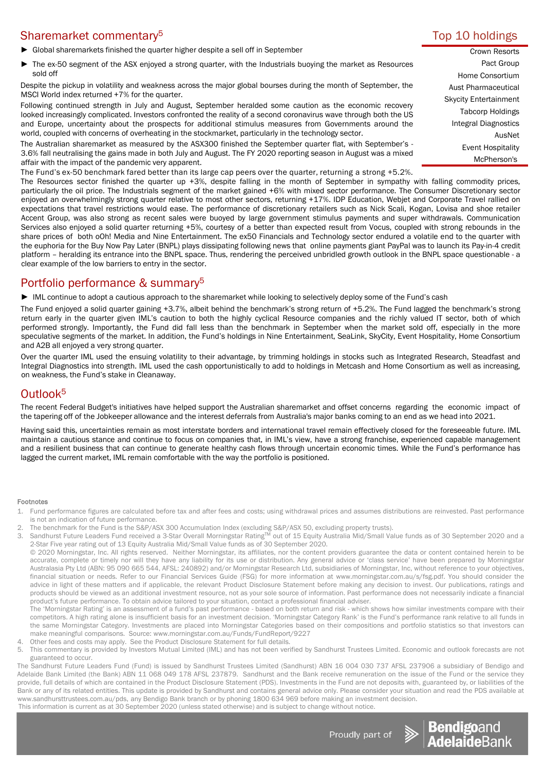## Sharemarket commentary[5]

- Global sharemarkets finished the quarter higher despite a sell off in September
- The ex-50 segment of the ASX enjoyed a strong quarter, with the Industrials buoying the market as Resources sold off

Despite the pickup in volatility and weakness across the major global bourses during the month of September, the MSCI World index returned +7% for the quarter.

Following continued strength in July and August, September heralded some caution as the economic recovery looked increasingly complicated. Investors confronted the reality of a second coronavirus wave through both the US and Europe, uncertainty about the prospects for additional stimulus measures from Governments around the world, coupled with concerns of overheating in the stockmarket, particularly in the technology sector.

The Australian sharemarket as measured by the ASX300 finished the September quarter flat, with September's -3.6% fall neutralising the gains made in both July and August. The FY 2020 reporting season in August was a mixed affair with the impact of the pandemic very apparent.

The Fund's ex-50 benchmark fared better than its large cap peers over the quarter, returning a strong +5.2%.

The Resources sector finished the quarter up +3%, despite falling in the month of September in sympathy with falling commodity prices, particularly the oil price. The Industrials segment of the market gained +6% with mixed sector performance. The Consumer Discretionary sector enjoyed an overwhelmingly strong quarter relative to most other sectors, returning +17%. IDP Education, Webjet and Corporate Travel rallied on expectations that travel restrictions would ease. The performance of discretionary retailers such as Nick Scali, Kogan, Lovisa and shoe retailer Accent Group, was also strong as recent sales were buoyed by large government stimulus payments and super withdrawals. Communication Services also enjoyed a solid quarter returning +5%, courtesy of a better than expected result from Vocus, coupled with strong rebounds in the share prices of both oOh! Media and Nine Entertainment. The ex50 Financials and Technology sector endured a volatile end to the quarter with the euphoria for the Buy Now Pay Later (BNPL) plays dissipating following news that online payments giant PayPal was to launch its Pay-in-4 credit platform – heralding its entrance into the BNPL space. Thus, rendering the perceived unbridled growth outlook in the BNPL space questionable - a clear example of the low barriers to entry in the sector.

## Top 10 holdings

- Crown Resorts
- Pact Group
- Home Consortium
- Aust Pharmaceutical
- Skycity Entertainment
- Tabcorp Holdings
- Integral Diagnostics
- AusNet
- Event Hospitality
- McPherson's

## Portfolio performance & summary[5]

- IML continue to adopt a cautious approach to the sharemarket while looking to selectively deploy some of the Fund's cash

The Fund enjoyed a solid quarter gaining +3.7%, albeit behind the benchmark's strong return of +5.2%. The Fund lagged the benchmark's strong return early in the quarter given IML's caution to both the highly cyclical Resource companies and the richly valued IT sector, both of which performed strongly. Importantly, the Fund did fall less than the benchmark in September when the market sold off, especially in the more speculative segments of the market. In addition, the Fund's holdings in Nine Entertainment, SeaLink, SkyCity, Event Hospitality, Home Consortium and A2B all enjoyed a very strong quarter.

Over the quarter IML used the ensuing volatility to their advantage, by trimming holdings in stocks such as Integrated Research, Steadfast and Integral Diagnostics into strength. IML used the cash opportunistically to add to holdings in Metcash and Home Consortium as well as increasing, on weakness, the Fund's stake in Cleanaway.

## Outlook[5]

The recent Federal Budget's initiatives have helped support the Australian sharemarket and offset concerns regarding the economic impact of the tapering off of the Jobkeeper allowance and the interest deferrals from Australia's major banks coming to an end as we head into 2021.

Having said this, uncertainties remain as most interstate borders and international travel remain effectively closed for the foreseeable future. IML maintain a cautious stance and continue to focus on companies that, in IML's view, have a strong franchise, experienced capable management and a resilient business that can continue to generate healthy cash flows through uncertain economic times. While the Fund's performance has lagged the current market, IML remain comfortable with the way the portfolio is positioned.

#### Footnotes

1. Fund performance figures are calculated before tax and after fees and costs; using withdrawal prices and assumes distributions are reinvested. Past performance is not an indication of future performance.
2. The benchmark for the Fund is the S&P/ASX 300 Accumulation Index (excluding S&P/ASX 50, excluding property trusts).
3. Sandhurst Future Leaders Fund received a 3-Star Overall Morningstar Rating™ out of 15 Equity Australia Mid/Small Value funds as of 30 September 2020 and a 2-Star Five year rating out of 13 Equity Australia Mid/Small Value funds as of 30 September 2020.
   © 2020 Morningstar, Inc. All rights reserved. Neither Morningstar, its affiliates, nor the content providers guarantee the data or content contained herein to be accurate, complete or timely nor will they have any liability for its use or distribution. Any general advice or 'class service' have been prepared by Morningstar Australasia Pty Ltd (ABN: 95 090 665 544, AFSL: 240892) and/or Morningstar Research Ltd, subsidiaries of Morningstar, Inc, without reference to your objectives, financial situation or needs. Refer to our Financial Services Guide (FSG) for more information at www.morningstar.com.au/s/fsg.pdf. You should consider the advice in light of these matters and if applicable, the relevant Product Disclosure Statement before making any decision to invest. Our publications, ratings and products should be viewed as an additional investment resource, not as your sole source of information. Past performance does not necessarily indicate a financial product's future performance. To obtain advice tailored to your situation, contact a professional financial adviser.
   The 'Morningstar Rating' is an assessment of a fund's past performance - based on both return and risk - which shows how similar investments compare with their competitors. A high rating alone is insufficient basis for an investment decision. 'Morningstar Category Rank' is the Fund's performance rank relative to all funds in the same Morningstar Category. Investments are placed into Morningstar Categories based on their compositions and portfolio statistics so that investors can make meaningful comparisons. Source: www.morningstar.com.au/Funds/FundReport/9227
4. Other fees and costs may apply. See the Product Disclosure Statement for full details.
5. This commentary is provided by Investors Mutual Limited (IML) and has not been verified by Sandhurst Trustees Limited. Economic and outlook forecasts are not guaranteed to occur.

The Sandhurst Future Leaders Fund (Fund) is issued by Sandhurst Trustees Limited (Sandhurst) ABN 16 004 030 737 AFSL 237906 a subsidiary of Bendigo and Adelaide Bank Limited (the Bank) ABN 11 068 049 178 AFSL 237879. Sandhurst and the Bank receive remuneration on the issue of the Fund or the service they provide, full details of which are contained in the Product Disclosure Statement (PDS). Investments in the Fund are not deposits with, guaranteed by, or liabilities of the Bank or any of its related entities. This update is provided by Sandhurst and contains general advice only. Please consider your situation and read the PDS available at www.sandhursttrustees.com.au/pds, any Bendigo Bank branch or by phoning 1800 634 969 before making an investment decision.
This information is current as at 30 September 2020 (unless stated otherwise) and is subject to change without notice.

Proudly part of Bendigo and Adelaide Bank